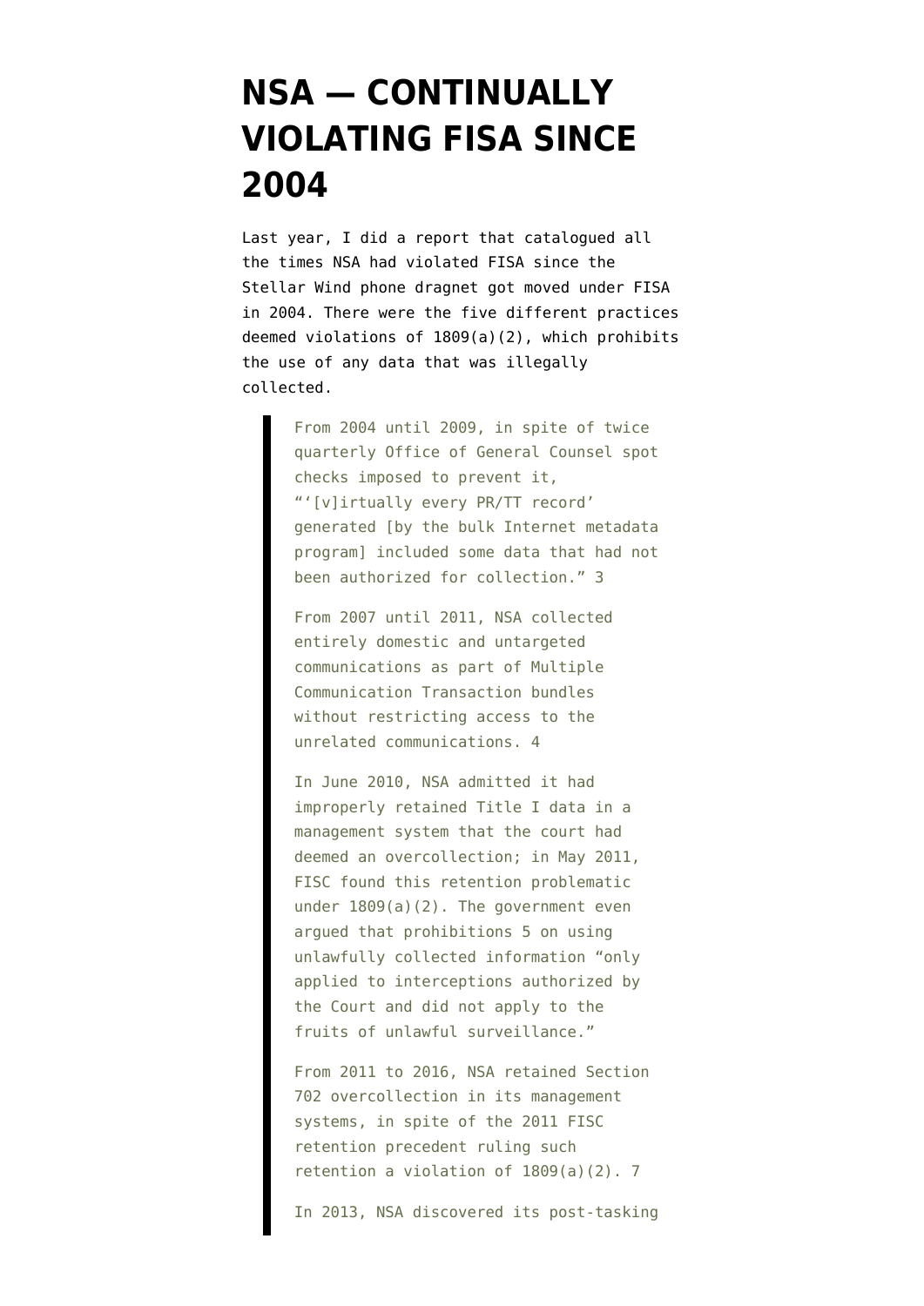# NSA — CONTINUALLY VIOLATING FISA SINCE 2004

Last year, I did a report that catalogued all the times NSA had violated FISA since the Stellar Wind phone dragnet got moved under FISA in 2004. There were the five different practices deemed violations of 1809(a)(2), which prohibits the use of any data that was illegally collected.

> From 2004 until 2009, in spite of twice quarterly Office of General Counsel spot checks imposed to prevent it, "'[v]irtually every PR/TT record' generated [by the bulk Internet metadata program] included some data that had not been authorized for collection." 3
>
> From 2007 until 2011, NSA collected entirely domestic and untargeted communications as part of Multiple Communication Transaction bundles without restricting access to the unrelated communications. 4
>
> In June 2010, NSA admitted it had improperly retained Title I data in a management system that the court had deemed an overcollection; in May 2011, FISC found this retention problematic under 1809(a)(2). The government even argued that prohibitions 5 on using unlawfully collected information "only applied to interceptions authorized by the Court and did not apply to the fruits of unlawful surveillance."
>
> From 2011 to 2016, NSA retained Section 702 overcollection in its management systems, in spite of the 2011 FISC retention precedent ruling such retention a violation of 1809(a)(2). 7
>
> In 2013, NSA discovered its post-tasking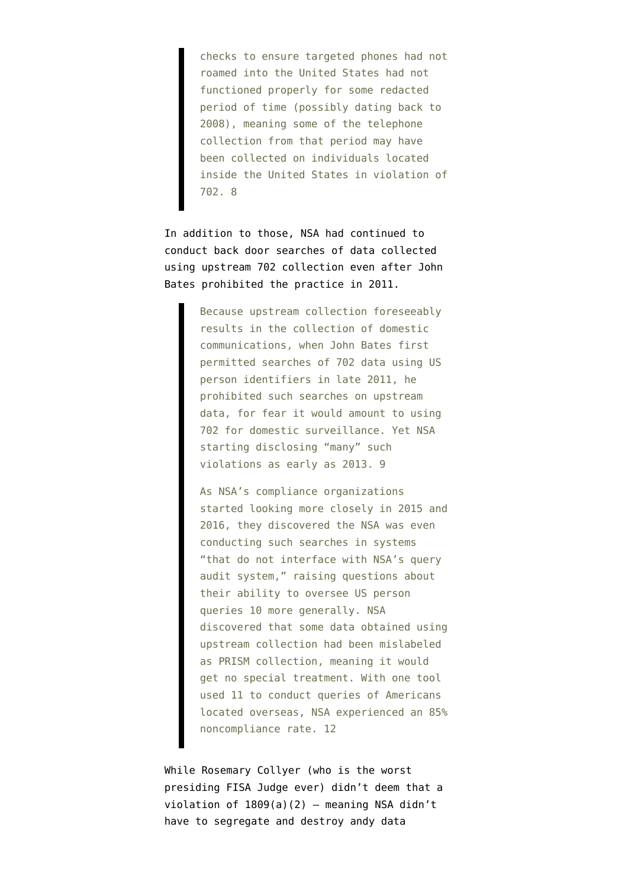> checks to ensure targeted phones had not roamed into the United States had not functioned properly for some redacted period of time (possibly dating back to 2008), meaning some of the telephone collection from that period may have been collected on individuals located inside the United States in violation of 702. 8

In addition to those, NSA had continued to conduct back door searches of data collected using upstream 702 collection even after John Bates prohibited the practice in 2011.

> Because upstream collection foreseeably results in the collection of domestic communications, when John Bates first permitted searches of 702 data using US person identifiers in late 2011, he prohibited such searches on upstream data, for fear it would amount to using 702 for domestic surveillance. Yet NSA starting disclosing "many" such violations as early as 2013. 9
>
> As NSA's compliance organizations started looking more closely in 2015 and 2016, they discovered the NSA was even conducting such searches in systems "that do not interface with NSA's query audit system," raising questions about their ability to oversee US person queries 10 more generally. NSA discovered that some data obtained using upstream collection had been mislabeled as PRISM collection, meaning it would get no special treatment. With one tool used 11 to conduct queries of Americans located overseas, NSA experienced an 85% noncompliance rate. 12

While Rosemary Collyer (who is the worst presiding FISA Judge ever) didn't deem that a violation of 1809(a)(2) — meaning NSA didn't have to segregate and destroy andy data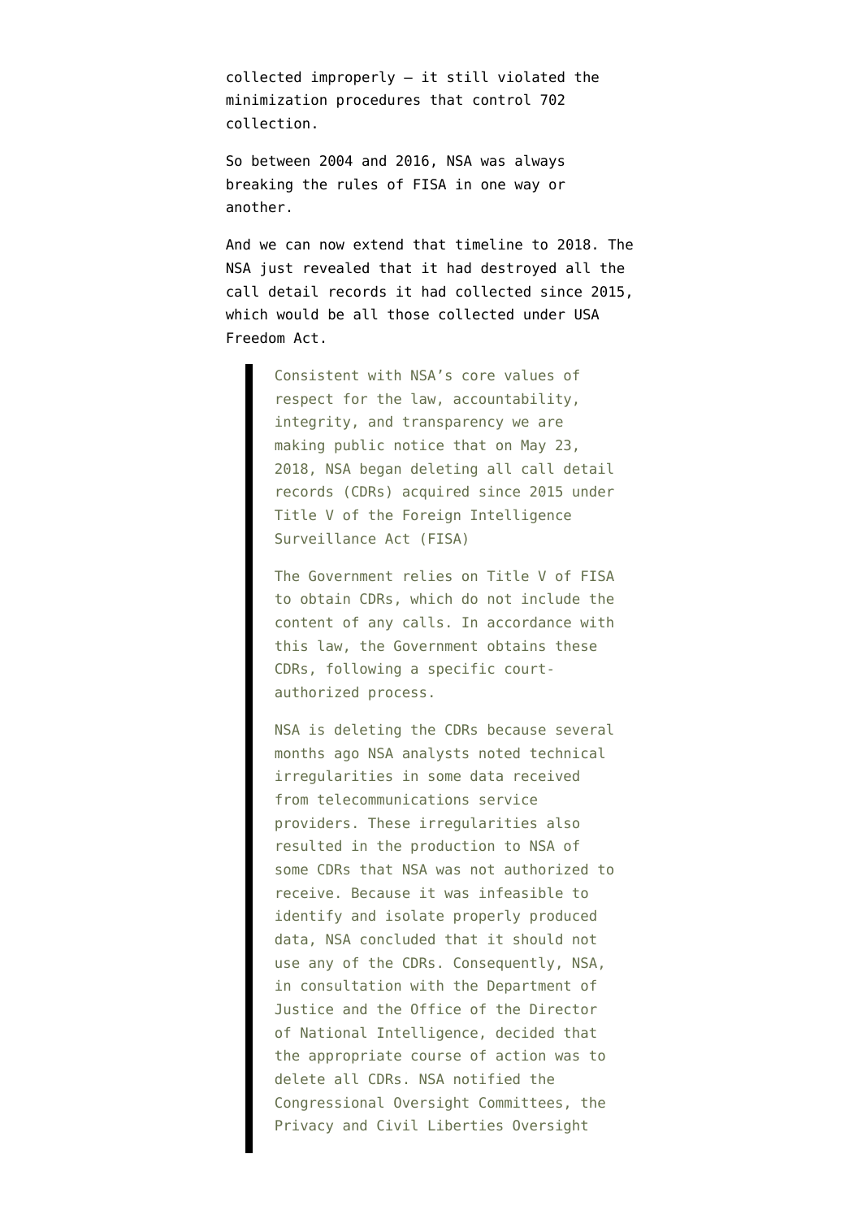collected improperly — it still violated the minimization procedures that control 702 collection.

So between 2004 and 2016, NSA was always breaking the rules of FISA in one way or another.

And we can now extend that timeline to 2018. The NSA just revealed that it had destroyed all the call detail records it had collected since 2015, which would be all those collected under USA Freedom Act.

> Consistent with NSA's core values of respect for the law, accountability, integrity, and transparency we are making public notice that on May 23, 2018, NSA began deleting all call detail records (CDRs) acquired since 2015 under Title V of the Foreign Intelligence Surveillance Act (FISA)
>
> The Government relies on Title V of FISA to obtain CDRs, which do not include the content of any calls. In accordance with this law, the Government obtains these CDRs, following a specific court-authorized process.
>
> NSA is deleting the CDRs because several months ago NSA analysts noted technical irregularities in some data received from telecommunications service providers. These irregularities also resulted in the production to NSA of some CDRs that NSA was not authorized to receive. Because it was infeasible to identify and isolate properly produced data, NSA concluded that it should not use any of the CDRs. Consequently, NSA, in consultation with the Department of Justice and the Office of the Director of National Intelligence, decided that the appropriate course of action was to delete all CDRs. NSA notified the Congressional Oversight Committees, the Privacy and Civil Liberties Oversight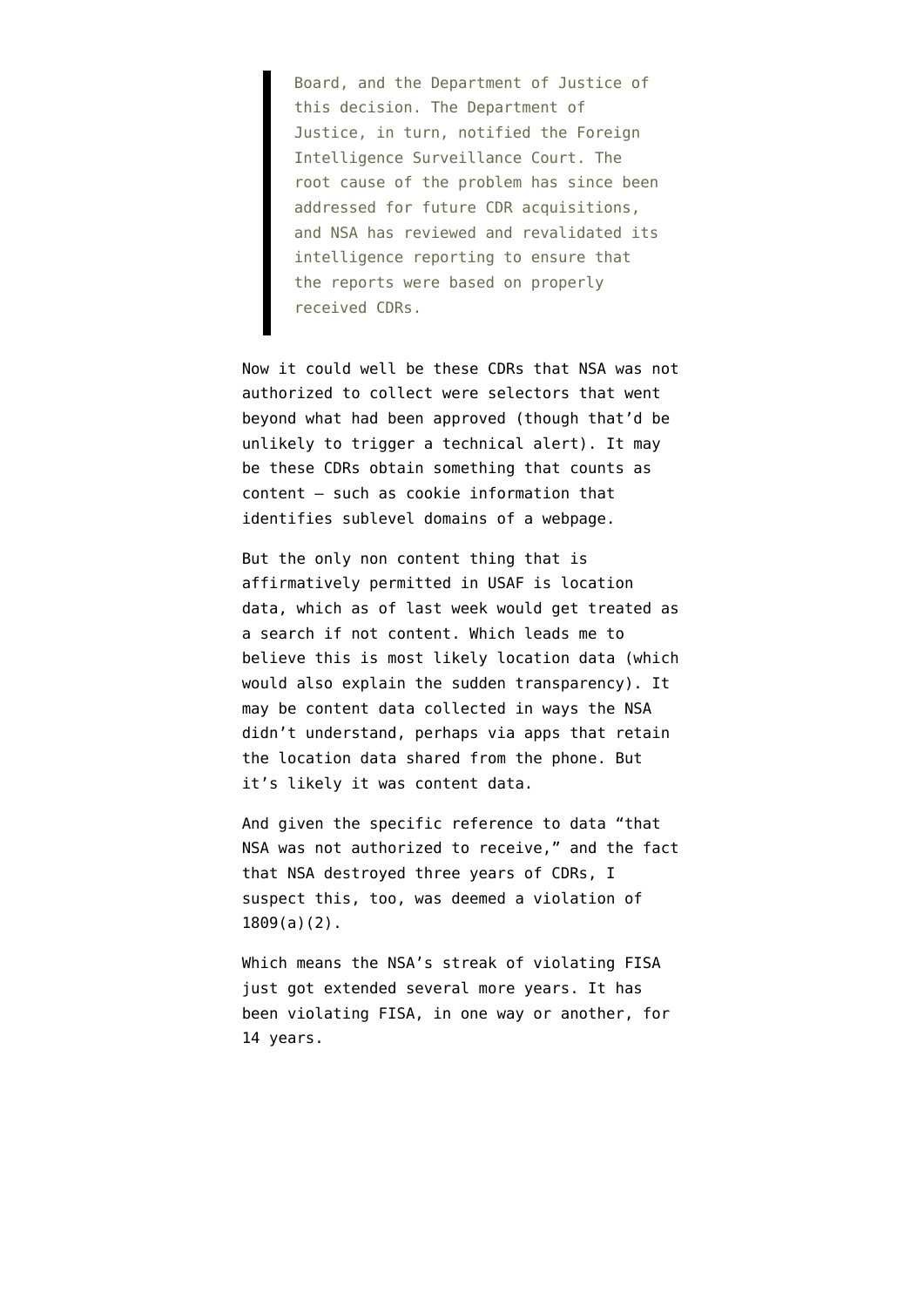> Board, and the Department of Justice of this decision. The Department of Justice, in turn, notified the Foreign Intelligence Surveillance Court. The root cause of the problem has since been addressed for future CDR acquisitions, and NSA has reviewed and revalidated its intelligence reporting to ensure that the reports were based on properly received CDRs.

Now it could well be these CDRs that NSA was not authorized to collect were selectors that went beyond what had been approved (though that'd be unlikely to trigger a technical alert). It may be these CDRs obtain something that counts as content — such as cookie information that identifies sublevel domains of a webpage.

But the only non content thing that is affirmatively permitted in USAF is location data, which as of last week would get treated as a search if not content. Which leads me to believe this is most likely location data (which would also explain the sudden transparency). It may be content data collected in ways the NSA didn't understand, perhaps via apps that retain the location data shared from the phone. But it's likely it was content data.

And given the specific reference to data "that NSA was not authorized to receive," and the fact that NSA destroyed three years of CDRs, I suspect this, too, was deemed a violation of 1809(a)(2).

Which means the NSA's streak of violating FISA just got extended several more years. It has been violating FISA, in one way or another, for 14 years.